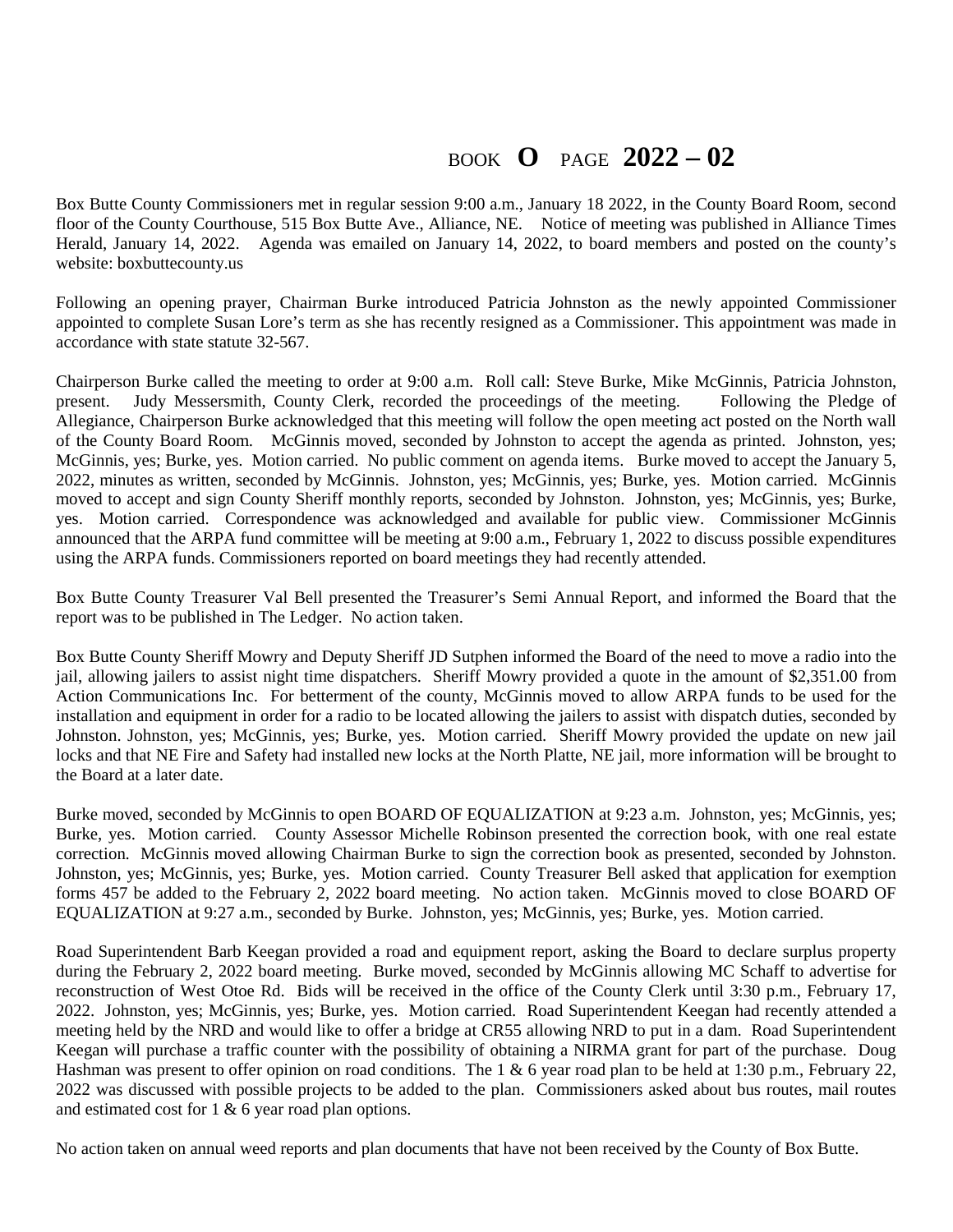BOOK **O** PAGE **2022 – 02**

Box Butte County Commissioners met in regular session 9:00 a.m., January 18 2022, in the County Board Room, second floor of the County Courthouse, 515 Box Butte Ave., Alliance, NE. Notice of meeting was published in Alliance Times Herald, January 14, 2022. Agenda was emailed on January 14, 2022, to board members and posted on the county's website: boxbuttecounty.us

Following an opening prayer, Chairman Burke introduced Patricia Johnston as the newly appointed Commissioner appointed to complete Susan Lore's term as she has recently resigned as a Commissioner. This appointment was made in accordance with state statute 32-567.

Chairperson Burke called the meeting to order at 9:00 a.m. Roll call: Steve Burke, Mike McGinnis, Patricia Johnston, present. Judy Messersmith, County Clerk, recorded the proceedings of the meeting. Following the Pledge of Allegiance, Chairperson Burke acknowledged that this meeting will follow the open meeting act posted on the North wall of the County Board Room. McGinnis moved, seconded by Johnston to accept the agenda as printed. Johnston, yes; McGinnis, yes; Burke, yes. Motion carried. No public comment on agenda items. Burke moved to accept the January 5, 2022, minutes as written, seconded by McGinnis. Johnston, yes; McGinnis, yes; Burke, yes. Motion carried. McGinnis moved to accept and sign County Sheriff monthly reports, seconded by Johnston. Johnston, yes; McGinnis, yes; Burke, yes. Motion carried. Correspondence was acknowledged and available for public view. Commissioner McGinnis announced that the ARPA fund committee will be meeting at 9:00 a.m., February 1, 2022 to discuss possible expenditures using the ARPA funds. Commissioners reported on board meetings they had recently attended.

Box Butte County Treasurer Val Bell presented the Treasurer's Semi Annual Report, and informed the Board that the report was to be published in The Ledger. No action taken.

Box Butte County Sheriff Mowry and Deputy Sheriff JD Sutphen informed the Board of the need to move a radio into the jail, allowing jailers to assist night time dispatchers. Sheriff Mowry provided a quote in the amount of $2,351.00 from Action Communications Inc. For betterment of the county, McGinnis moved to allow ARPA funds to be used for the installation and equipment in order for a radio to be located allowing the jailers to assist with dispatch duties, seconded by Johnston. Johnston, yes; McGinnis, yes; Burke, yes. Motion carried. Sheriff Mowry provided the update on new jail locks and that NE Fire and Safety had installed new locks at the North Platte, NE jail, more information will be brought to the Board at a later date.

Burke moved, seconded by McGinnis to open BOARD OF EQUALIZATION at 9:23 a.m. Johnston, yes; McGinnis, yes; Burke, yes. Motion carried. County Assessor Michelle Robinson presented the correction book, with one real estate correction. McGinnis moved allowing Chairman Burke to sign the correction book as presented, seconded by Johnston. Johnston, yes; McGinnis, yes; Burke, yes. Motion carried. County Treasurer Bell asked that application for exemption forms 457 be added to the February 2, 2022 board meeting. No action taken. McGinnis moved to close BOARD OF EQUALIZATION at 9:27 a.m., seconded by Burke. Johnston, yes; McGinnis, yes; Burke, yes. Motion carried.

Road Superintendent Barb Keegan provided a road and equipment report, asking the Board to declare surplus property during the February 2, 2022 board meeting. Burke moved, seconded by McGinnis allowing MC Schaff to advertise for reconstruction of West Otoe Rd. Bids will be received in the office of the County Clerk until 3:30 p.m., February 17, 2022. Johnston, yes; McGinnis, yes; Burke, yes. Motion carried. Road Superintendent Keegan had recently attended a meeting held by the NRD and would like to offer a bridge at CR55 allowing NRD to put in a dam. Road Superintendent Keegan will purchase a traffic counter with the possibility of obtaining a NIRMA grant for part of the purchase. Doug Hashman was present to offer opinion on road conditions. The 1 & 6 year road plan to be held at 1:30 p.m., February 22, 2022 was discussed with possible projects to be added to the plan. Commissioners asked about bus routes, mail routes and estimated cost for 1 & 6 year road plan options.

No action taken on annual weed reports and plan documents that have not been received by the County of Box Butte.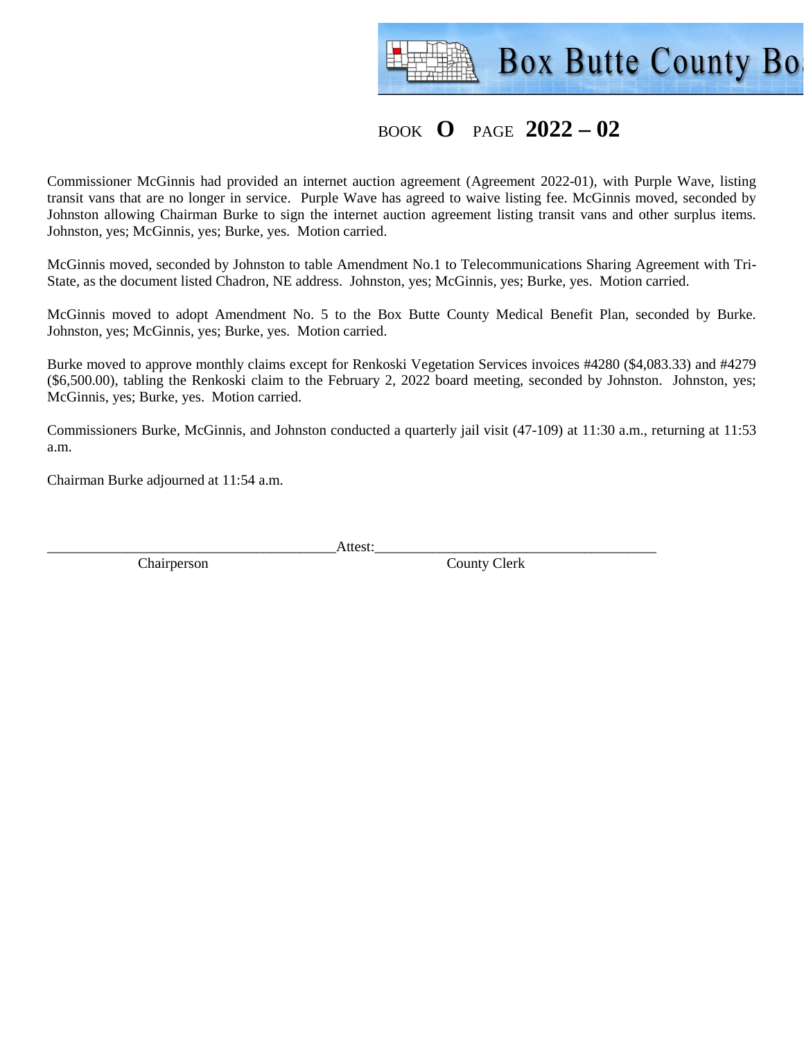BOOK **O** PAGE **2022 – 02**

Commissioner McGinnis had provided an internet auction agreement (Agreement 2022-01), with Purple Wave, listing transit vans that are no longer in service. Purple Wave has agreed to waive listing fee. McGinnis moved, seconded by Johnston allowing Chairman Burke to sign the internet auction agreement listing transit vans and other surplus items. Johnston, yes; McGinnis, yes; Burke, yes. Motion carried.

McGinnis moved, seconded by Johnston to table Amendment No.1 to Telecommunications Sharing Agreement with Tri-State, as the document listed Chadron, NE address. Johnston, yes; McGinnis, yes; Burke, yes. Motion carried.

McGinnis moved to adopt Amendment No. 5 to the Box Butte County Medical Benefit Plan, seconded by Burke. Johnston, yes; McGinnis, yes; Burke, yes. Motion carried.

Burke moved to approve monthly claims except for Renkoski Vegetation Services invoices #4280 ($4,083.33) and #4279 ($6,500.00), tabling the Renkoski claim to the February 2, 2022 board meeting, seconded by Johnston. Johnston, yes; McGinnis, yes; Burke, yes. Motion carried.

Commissioners Burke, McGinnis, and Johnston conducted a quarterly jail visit (47-109) at 11:30 a.m., returning at 11:53 a.m.

Chairman Burke adjourned at 11:54 a.m.

_______________________________________ Attest: _______________________________________

Chairperson County Clerk